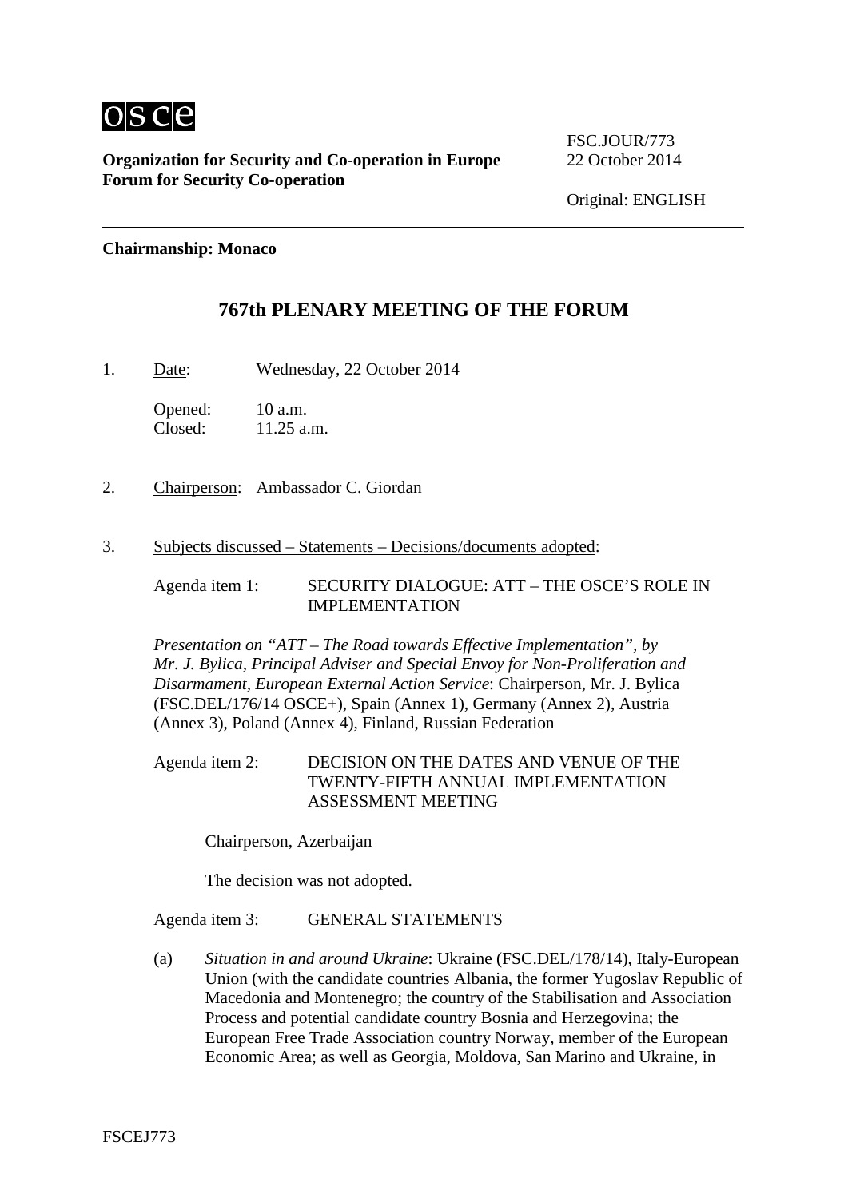**Organization for Security and Co-operation in Europe**
**Forum for Security Co-operation**

FSC.JOUR/773
22 October 2014

Original: ENGLISH

---

**Chairmanship: Monaco**

## 767th PLENARY MEETING OF THE FORUM

1. Date: Wednesday, 22 October 2014

   Opened: 10 a.m.
   Closed: 11.25 a.m.

2. Chairperson: Ambassador C. Giordan

3. Subjects discussed – Statements – Decisions/documents adopted:

   Agenda item 1: SECURITY DIALOGUE: ATT – THE OSCE'S ROLE IN IMPLEMENTATION

   *Presentation on "ATT – The Road towards Effective Implementation", by Mr. J. Bylica, Principal Adviser and Special Envoy for Non-Proliferation and Disarmament, European External Action Service*: Chairperson, Mr. J. Bylica (FSC.DEL/176/14 OSCE+), Spain (Annex 1), Germany (Annex 2), Austria (Annex 3), Poland (Annex 4), Finland, Russian Federation

   Agenda item 2: DECISION ON THE DATES AND VENUE OF THE TWENTY-FIFTH ANNUAL IMPLEMENTATION ASSESSMENT MEETING

   Chairperson, Azerbaijan

   The decision was not adopted.

   Agenda item 3: GENERAL STATEMENTS

   (a) *Situation in and around Ukraine*: Ukraine (FSC.DEL/178/14), Italy-European Union (with the candidate countries Albania, the former Yugoslav Republic of Macedonia and Montenegro; the country of the Stabilisation and Association Process and potential candidate country Bosnia and Herzegovina; the European Free Trade Association country Norway, member of the European Economic Area; as well as Georgia, Moldova, San Marino and Ukraine, in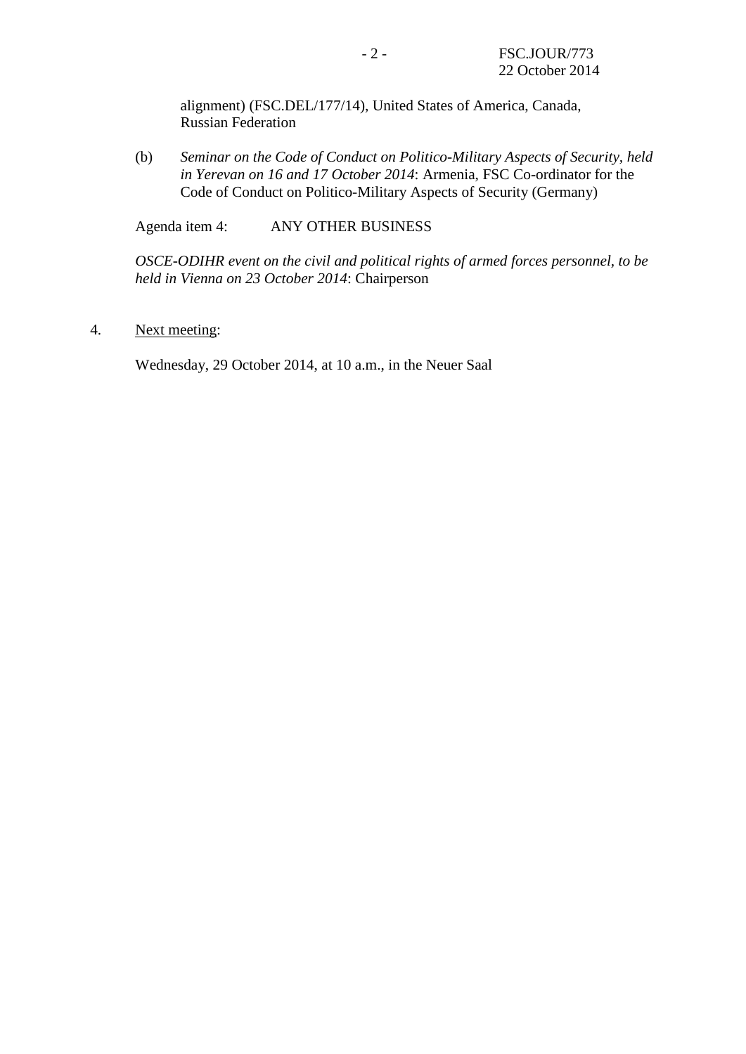alignment) (FSC.DEL/177/14), United States of America, Canada, Russian Federation

(b) *Seminar on the Code of Conduct on Politico-Military Aspects of Security, held in Yerevan on 16 and 17 October 2014*: Armenia, FSC Co-ordinator for the Code of Conduct on Politico-Military Aspects of Security (Germany)

Agenda item 4: ANY OTHER BUSINESS

*OSCE-ODIHR event on the civil and political rights of armed forces personnel, to be held in Vienna on 23 October 2014*: Chairperson

4. Next meeting:

Wednesday, 29 October 2014, at 10 a.m., in the Neuer Saal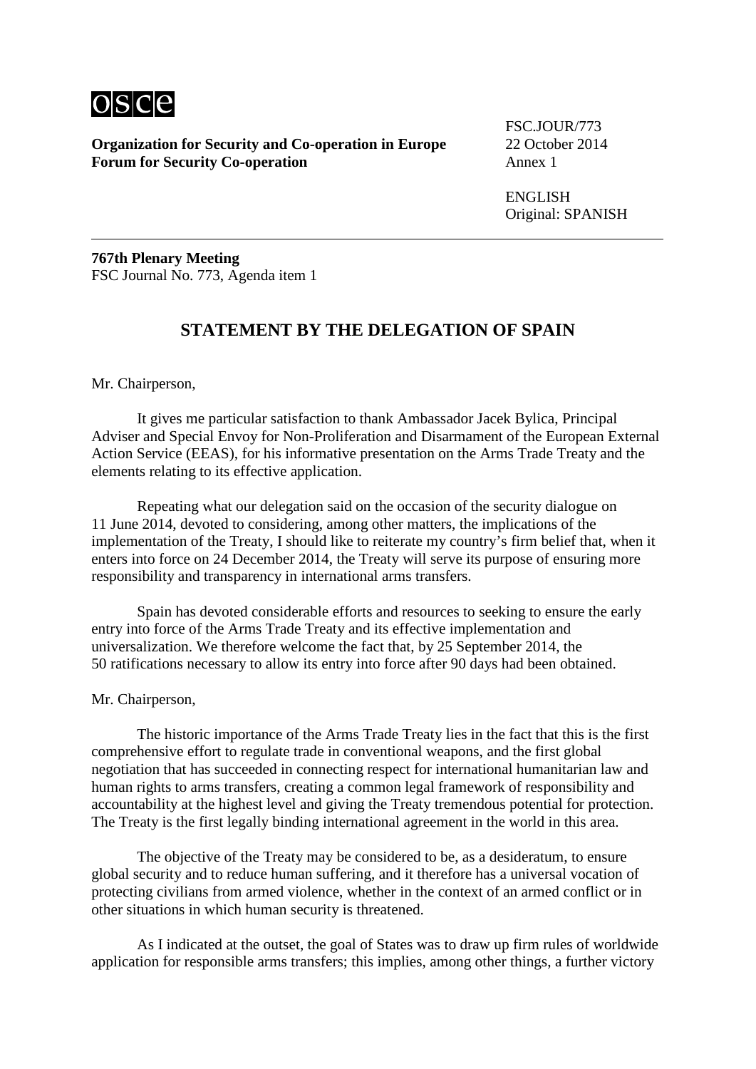**Organization for Security and Co-operation in Europe**
**Forum for Security Co-operation**

FSC.JOUR/773
22 October 2014
Annex 1

ENGLISH
Original: SPANISH

---

**767th Plenary Meeting**
FSC Journal No. 773, Agenda item 1

## STATEMENT BY THE DELEGATION OF SPAIN

Mr. Chairperson,

It gives me particular satisfaction to thank Ambassador Jacek Bylica, Principal Adviser and Special Envoy for Non-Proliferation and Disarmament of the European External Action Service (EEAS), for his informative presentation on the Arms Trade Treaty and the elements relating to its effective application.

Repeating what our delegation said on the occasion of the security dialogue on 11 June 2014, devoted to considering, among other matters, the implications of the implementation of the Treaty, I should like to reiterate my country's firm belief that, when it enters into force on 24 December 2014, the Treaty will serve its purpose of ensuring more responsibility and transparency in international arms transfers.

Spain has devoted considerable efforts and resources to seeking to ensure the early entry into force of the Arms Trade Treaty and its effective implementation and universalization. We therefore welcome the fact that, by 25 September 2014, the 50 ratifications necessary to allow its entry into force after 90 days had been obtained.

Mr. Chairperson,

The historic importance of the Arms Trade Treaty lies in the fact that this is the first comprehensive effort to regulate trade in conventional weapons, and the first global negotiation that has succeeded in connecting respect for international humanitarian law and human rights to arms transfers, creating a common legal framework of responsibility and accountability at the highest level and giving the Treaty tremendous potential for protection. The Treaty is the first legally binding international agreement in the world in this area.

The objective of the Treaty may be considered to be, as a desideratum, to ensure global security and to reduce human suffering, and it therefore has a universal vocation of protecting civilians from armed violence, whether in the context of an armed conflict or in other situations in which human security is threatened.

As I indicated at the outset, the goal of States was to draw up firm rules of worldwide application for responsible arms transfers; this implies, among other things, a further victory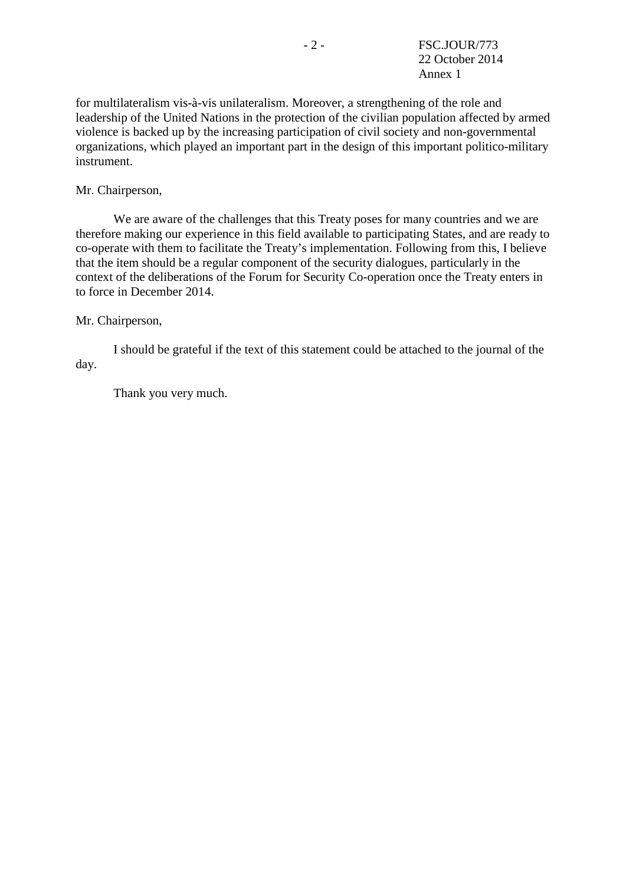for multilateralism vis-à-vis unilateralism. Moreover, a strengthening of the role and leadership of the United Nations in the protection of the civilian population affected by armed violence is backed up by the increasing participation of civil society and non-governmental organizations, which played an important part in the design of this important politico-military instrument.

Mr. Chairperson,

We are aware of the challenges that this Treaty poses for many countries and we are therefore making our experience in this field available to participating States, and are ready to co-operate with them to facilitate the Treaty's implementation. Following from this, I believe that the item should be a regular component of the security dialogues, particularly in the context of the deliberations of the Forum for Security Co-operation once the Treaty enters in to force in December 2014.

Mr. Chairperson,

I should be grateful if the text of this statement could be attached to the journal of the day.

Thank you very much.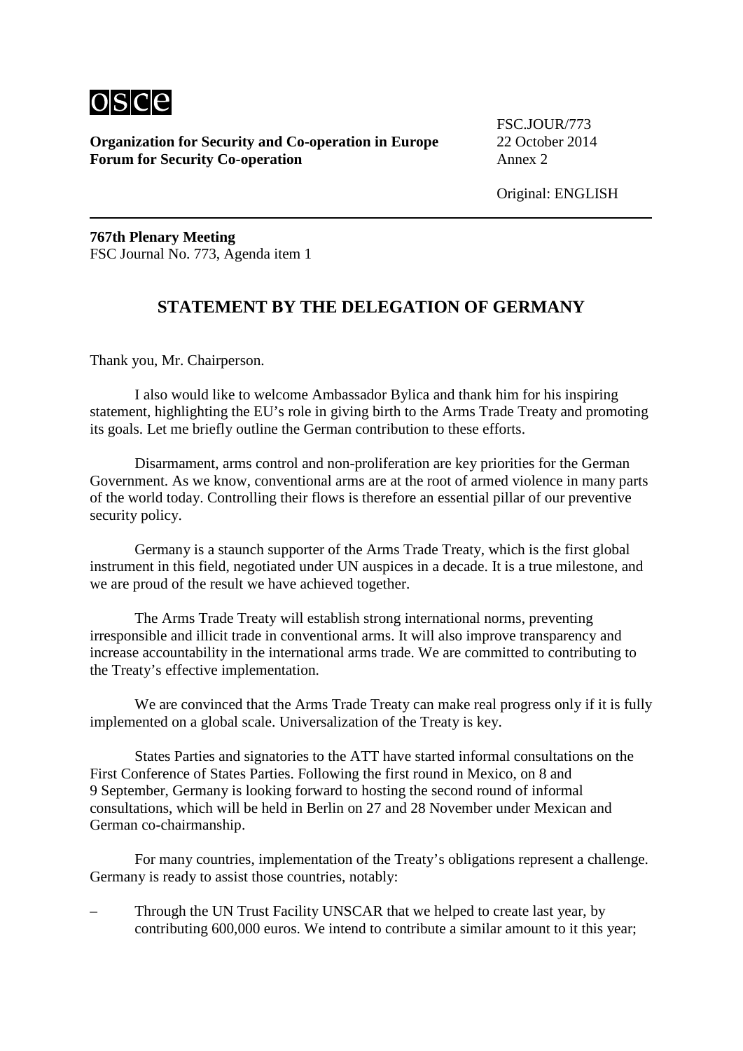**Organization for Security and Co-operation in Europe**
**Forum for Security Co-operation**

FSC.JOUR/773
22 October 2014
Annex 2

Original: ENGLISH

---

**767th Plenary Meeting**
FSC Journal No. 773, Agenda item 1

## STATEMENT BY THE DELEGATION OF GERMANY

Thank you, Mr. Chairperson.

I also would like to welcome Ambassador Bylica and thank him for his inspiring statement, highlighting the EU's role in giving birth to the Arms Trade Treaty and promoting its goals. Let me briefly outline the German contribution to these efforts.

Disarmament, arms control and non-proliferation are key priorities for the German Government. As we know, conventional arms are at the root of armed violence in many parts of the world today. Controlling their flows is therefore an essential pillar of our preventive security policy.

Germany is a staunch supporter of the Arms Trade Treaty, which is the first global instrument in this field, negotiated under UN auspices in a decade. It is a true milestone, and we are proud of the result we have achieved together.

The Arms Trade Treaty will establish strong international norms, preventing irresponsible and illicit trade in conventional arms. It will also improve transparency and increase accountability in the international arms trade. We are committed to contributing to the Treaty's effective implementation.

We are convinced that the Arms Trade Treaty can make real progress only if it is fully implemented on a global scale. Universalization of the Treaty is key.

States Parties and signatories to the ATT have started informal consultations on the First Conference of States Parties. Following the first round in Mexico, on 8 and 9 September, Germany is looking forward to hosting the second round of informal consultations, which will be held in Berlin on 27 and 28 November under Mexican and German co-chairmanship.

For many countries, implementation of the Treaty's obligations represent a challenge. Germany is ready to assist those countries, notably:

– Through the UN Trust Facility UNSCAR that we helped to create last year, by contributing 600,000 euros. We intend to contribute a similar amount to it this year;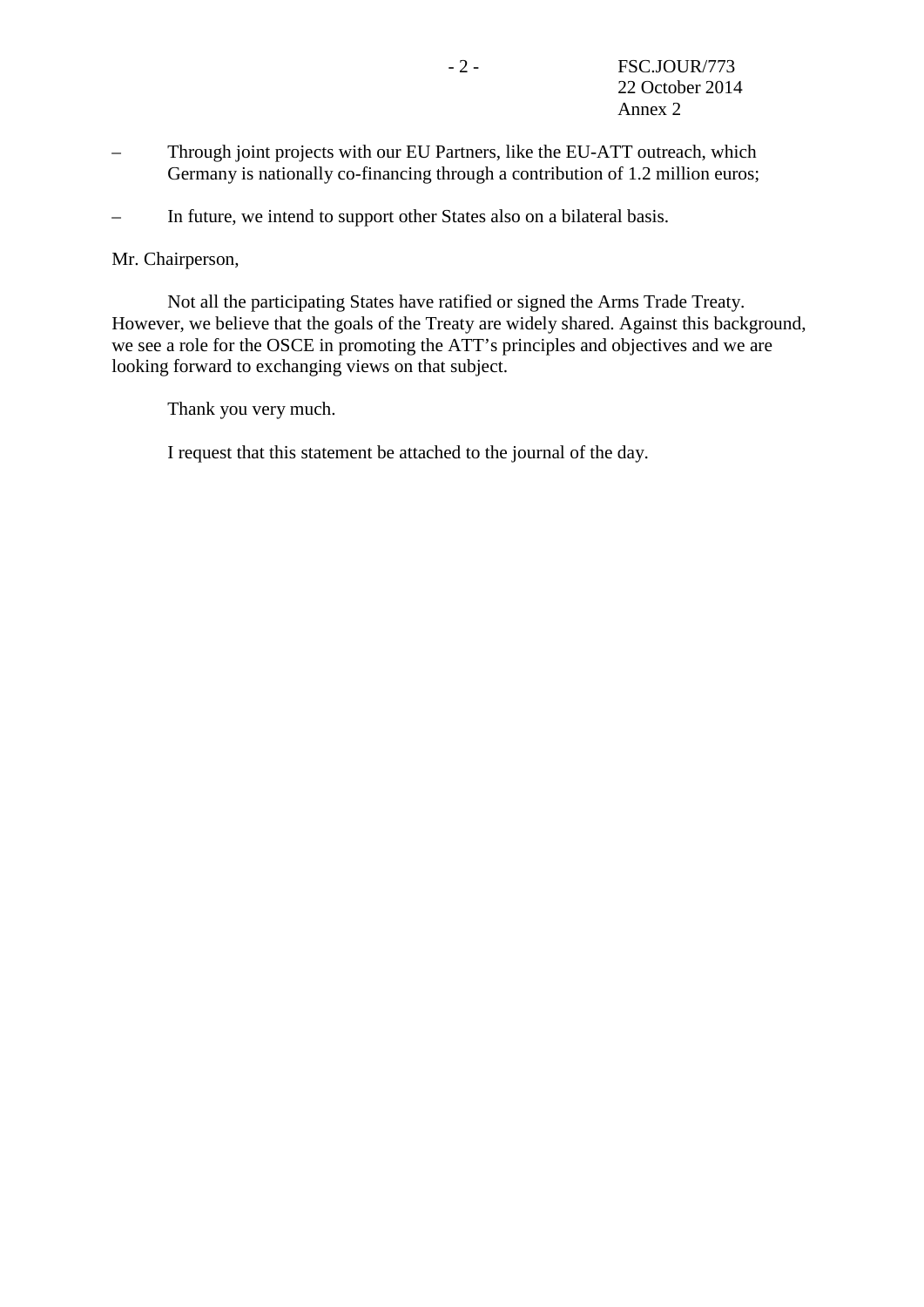– Through joint projects with our EU Partners, like the EU-ATT outreach, which Germany is nationally co-financing through a contribution of 1.2 million euros;

– In future, we intend to support other States also on a bilateral basis.

Mr. Chairperson,

Not all the participating States have ratified or signed the Arms Trade Treaty. However, we believe that the goals of the Treaty are widely shared. Against this background, we see a role for the OSCE in promoting the ATT's principles and objectives and we are looking forward to exchanging views on that subject.

Thank you very much.

I request that this statement be attached to the journal of the day.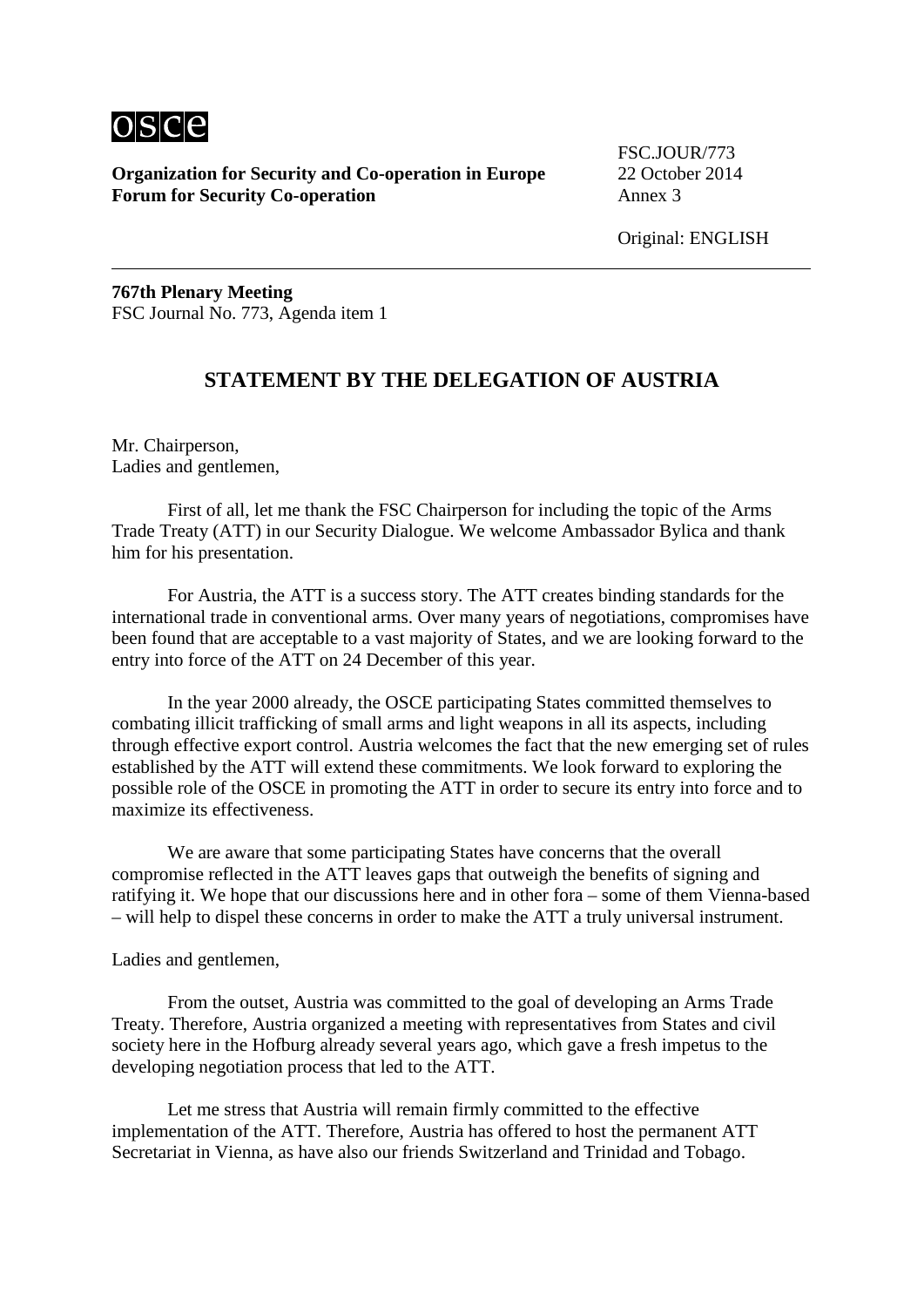**Organization for Security and Co-operation in Europe**
**Forum for Security Co-operation**

FSC.JOUR/773
22 October 2014
Annex 3

Original: ENGLISH

**767th Plenary Meeting**
FSC Journal No. 773, Agenda item 1

## STATEMENT BY THE DELEGATION OF AUSTRIA

Mr. Chairperson,
Ladies and gentlemen,

First of all, let me thank the FSC Chairperson for including the topic of the Arms Trade Treaty (ATT) in our Security Dialogue. We welcome Ambassador Bylica and thank him for his presentation.

For Austria, the ATT is a success story. The ATT creates binding standards for the international trade in conventional arms. Over many years of negotiations, compromises have been found that are acceptable to a vast majority of States, and we are looking forward to the entry into force of the ATT on 24 December of this year.

In the year 2000 already, the OSCE participating States committed themselves to combating illicit trafficking of small arms and light weapons in all its aspects, including through effective export control. Austria welcomes the fact that the new emerging set of rules established by the ATT will extend these commitments. We look forward to exploring the possible role of the OSCE in promoting the ATT in order to secure its entry into force and to maximize its effectiveness.

We are aware that some participating States have concerns that the overall compromise reflected in the ATT leaves gaps that outweigh the benefits of signing and ratifying it. We hope that our discussions here and in other fora – some of them Vienna-based – will help to dispel these concerns in order to make the ATT a truly universal instrument.

Ladies and gentlemen,

From the outset, Austria was committed to the goal of developing an Arms Trade Treaty. Therefore, Austria organized a meeting with representatives from States and civil society here in the Hofburg already several years ago, which gave a fresh impetus to the developing negotiation process that led to the ATT.

Let me stress that Austria will remain firmly committed to the effective implementation of the ATT. Therefore, Austria has offered to host the permanent ATT Secretariat in Vienna, as have also our friends Switzerland and Trinidad and Tobago.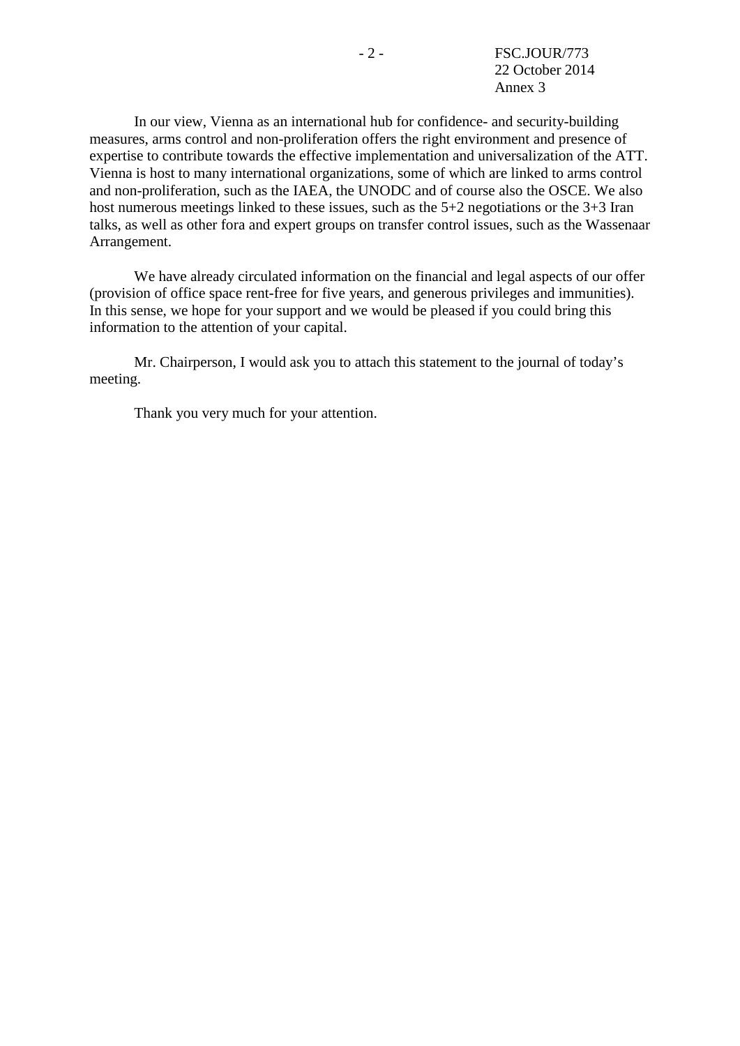In our view, Vienna as an international hub for confidence- and security-building measures, arms control and non-proliferation offers the right environment and presence of expertise to contribute towards the effective implementation and universalization of the ATT. Vienna is host to many international organizations, some of which are linked to arms control and non-proliferation, such as the IAEA, the UNODC and of course also the OSCE. We also host numerous meetings linked to these issues, such as the 5+2 negotiations or the 3+3 Iran talks, as well as other fora and expert groups on transfer control issues, such as the Wassenaar Arrangement.

We have already circulated information on the financial and legal aspects of our offer (provision of office space rent-free for five years, and generous privileges and immunities). In this sense, we hope for your support and we would be pleased if you could bring this information to the attention of your capital.

Mr. Chairperson, I would ask you to attach this statement to the journal of today's meeting.

Thank you very much for your attention.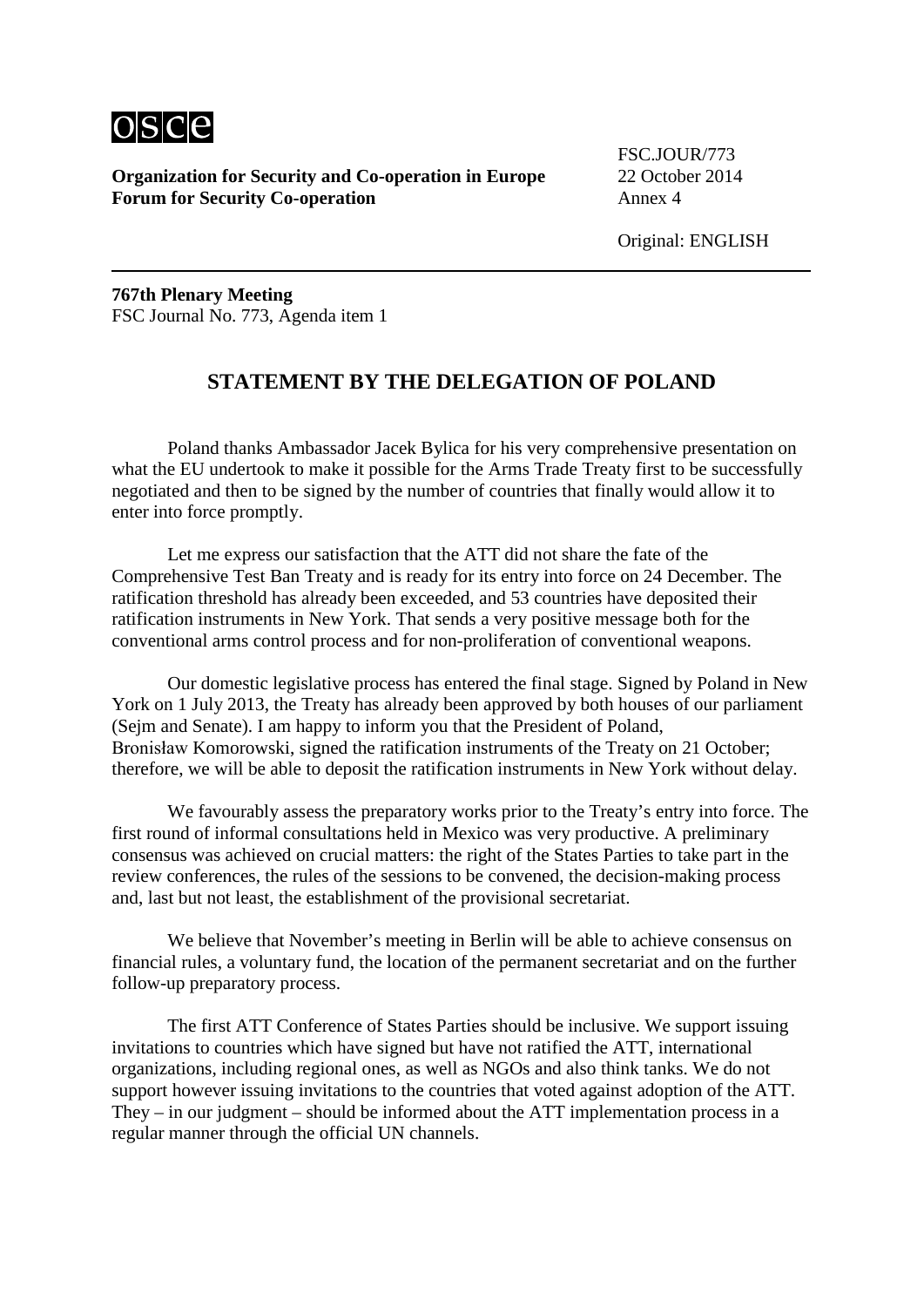Organization for Security and Co-operation in Europe
Forum for Security Co-operation

FSC.JOUR/773
22 October 2014
Annex 4

Original: ENGLISH

**767th Plenary Meeting**
FSC Journal No. 773, Agenda item 1

## STATEMENT BY THE DELEGATION OF POLAND

Poland thanks Ambassador Jacek Bylica for his very comprehensive presentation on what the EU undertook to make it possible for the Arms Trade Treaty first to be successfully negotiated and then to be signed by the number of countries that finally would allow it to enter into force promptly.

Let me express our satisfaction that the ATT did not share the fate of the Comprehensive Test Ban Treaty and is ready for its entry into force on 24 December. The ratification threshold has already been exceeded, and 53 countries have deposited their ratification instruments in New York. That sends a very positive message both for the conventional arms control process and for non-proliferation of conventional weapons.

Our domestic legislative process has entered the final stage. Signed by Poland in New York on 1 July 2013, the Treaty has already been approved by both houses of our parliament (Sejm and Senate). I am happy to inform you that the President of Poland, Bronisław Komorowski, signed the ratification instruments of the Treaty on 21 October; therefore, we will be able to deposit the ratification instruments in New York without delay.

We favourably assess the preparatory works prior to the Treaty's entry into force. The first round of informal consultations held in Mexico was very productive. A preliminary consensus was achieved on crucial matters: the right of the States Parties to take part in the review conferences, the rules of the sessions to be convened, the decision-making process and, last but not least, the establishment of the provisional secretariat.

We believe that November's meeting in Berlin will be able to achieve consensus on financial rules, a voluntary fund, the location of the permanent secretariat and on the further follow-up preparatory process.

The first ATT Conference of States Parties should be inclusive. We support issuing invitations to countries which have signed but have not ratified the ATT, international organizations, including regional ones, as well as NGOs and also think tanks. We do not support however issuing invitations to the countries that voted against adoption of the ATT. They – in our judgment – should be informed about the ATT implementation process in a regular manner through the official UN channels.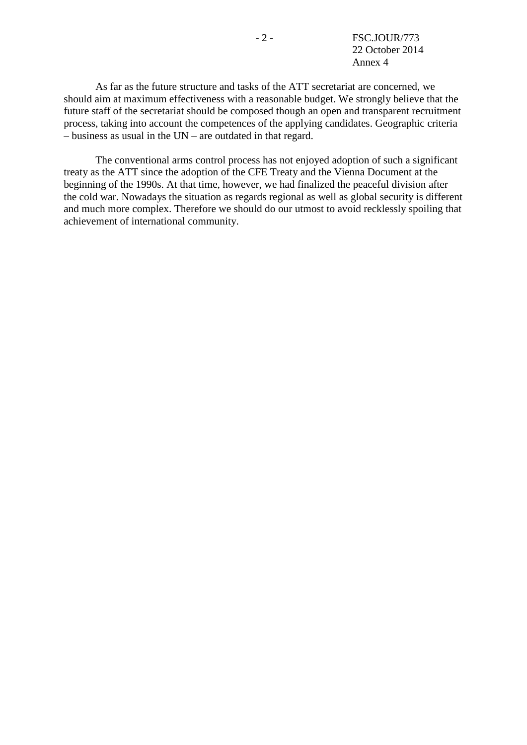As far as the future structure and tasks of the ATT secretariat are concerned, we should aim at maximum effectiveness with a reasonable budget. We strongly believe that the future staff of the secretariat should be composed though an open and transparent recruitment process, taking into account the competences of the applying candidates. Geographic criteria – business as usual in the UN – are outdated in that regard.

The conventional arms control process has not enjoyed adoption of such a significant treaty as the ATT since the adoption of the CFE Treaty and the Vienna Document at the beginning of the 1990s. At that time, however, we had finalized the peaceful division after the cold war. Nowadays the situation as regards regional as well as global security is different and much more complex. Therefore we should do our utmost to avoid recklessly spoiling that achievement of international community.